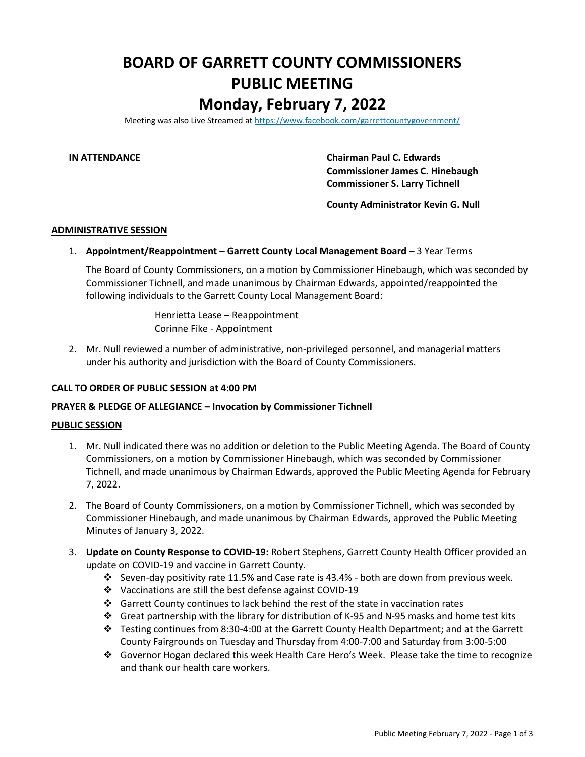# BOARD OF GARRETT COUNTY COMMISSIONERS
# PUBLIC MEETING
# Monday, February 7, 2022

Meeting was also Live Streamed at https://www.facebook.com/garrettcountygovernment/

**IN ATTENDANCE**

**Chairman Paul C. Edwards**
**Commissioner James C. Hinebaugh**
**Commissioner S. Larry Tichnell**

**County Administrator Kevin G. Null**

## ADMINISTRATIVE SESSION

1. **Appointment/Reappointment – Garrett County Local Management Board** – 3 Year Terms

   The Board of County Commissioners, on a motion by Commissioner Hinebaugh, which was seconded by Commissioner Tichnell, and made unanimous by Chairman Edwards, appointed/reappointed the following individuals to the Garrett County Local Management Board:

   Henrietta Lease – Reappointment
   Corinne Fike - Appointment

2. Mr. Null reviewed a number of administrative, non-privileged personnel, and managerial matters under his authority and jurisdiction with the Board of County Commissioners.

**CALL TO ORDER OF PUBLIC SESSION at 4:00 PM**

**PRAYER & PLEDGE OF ALLEGIANCE – Invocation by Commissioner Tichnell**

## PUBLIC SESSION

1. Mr. Null indicated there was no addition or deletion to the Public Meeting Agenda. The Board of County Commissioners, on a motion by Commissioner Hinebaugh, which was seconded by Commissioner Tichnell, and made unanimous by Chairman Edwards, approved the Public Meeting Agenda for February 7, 2022.

2. The Board of County Commissioners, on a motion by Commissioner Tichnell, which was seconded by Commissioner Hinebaugh, and made unanimous by Chairman Edwards, approved the Public Meeting Minutes of January 3, 2022.

3. **Update on County Response to COVID-19:** Robert Stephens, Garrett County Health Officer provided an update on COVID-19 and vaccine in Garrett County.
   - Seven-day positivity rate 11.5% and Case rate is 43.4% - both are down from previous week.
   - Vaccinations are still the best defense against COVID-19
   - Garrett County continues to lack behind the rest of the state in vaccination rates
   - Great partnership with the library for distribution of K-95 and N-95 masks and home test kits
   - Testing continues from 8:30-4:00 at the Garrett County Health Department; and at the Garrett County Fairgrounds on Tuesday and Thursday from 4:00-7:00 and Saturday from 3:00-5:00
   - Governor Hogan declared this week Health Care Hero's Week. Please take the time to recognize and thank our health care workers.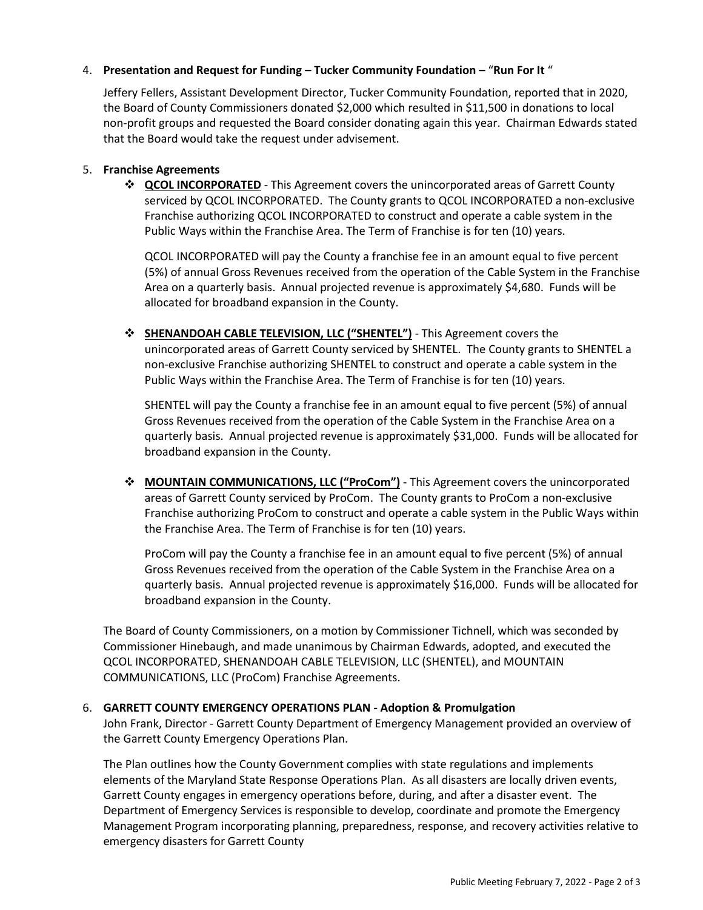4. **Presentation and Request for Funding – Tucker Community Foundation –** "**Run For It** "

   Jeffery Fellers, Assistant Development Director, Tucker Community Foundation, reported that in 2020, the Board of County Commissioners donated $2,000 which resulted in $11,500 in donations to local non-profit groups and requested the Board consider donating again this year. Chairman Edwards stated that the Board would take the request under advisement.

5. **Franchise Agreements**

   - **QCOL INCORPORATED** - This Agreement covers the unincorporated areas of Garrett County serviced by QCOL INCORPORATED. The County grants to QCOL INCORPORATED a non-exclusive Franchise authorizing QCOL INCORPORATED to construct and operate a cable system in the Public Ways within the Franchise Area. The Term of Franchise is for ten (10) years.

     QCOL INCORPORATED will pay the County a franchise fee in an amount equal to five percent (5%) of annual Gross Revenues received from the operation of the Cable System in the Franchise Area on a quarterly basis. Annual projected revenue is approximately $4,680. Funds will be allocated for broadband expansion in the County.

   - **SHENANDOAH CABLE TELEVISION, LLC ("SHENTEL")** - This Agreement covers the unincorporated areas of Garrett County serviced by SHENTEL. The County grants to SHENTEL a non-exclusive Franchise authorizing SHENTEL to construct and operate a cable system in the Public Ways within the Franchise Area. The Term of Franchise is for ten (10) years.

     SHENTEL will pay the County a franchise fee in an amount equal to five percent (5%) of annual Gross Revenues received from the operation of the Cable System in the Franchise Area on a quarterly basis. Annual projected revenue is approximately $31,000. Funds will be allocated for broadband expansion in the County.

   - **MOUNTAIN COMMUNICATIONS, LLC ("ProCom")** - This Agreement covers the unincorporated areas of Garrett County serviced by ProCom. The County grants to ProCom a non-exclusive Franchise authorizing ProCom to construct and operate a cable system in the Public Ways within the Franchise Area. The Term of Franchise is for ten (10) years.

     ProCom will pay the County a franchise fee in an amount equal to five percent (5%) of annual Gross Revenues received from the operation of the Cable System in the Franchise Area on a quarterly basis. Annual projected revenue is approximately $16,000. Funds will be allocated for broadband expansion in the County.

   The Board of County Commissioners, on a motion by Commissioner Tichnell, which was seconded by Commissioner Hinebaugh, and made unanimous by Chairman Edwards, adopted, and executed the QCOL INCORPORATED, SHENANDOAH CABLE TELEVISION, LLC (SHENTEL), and MOUNTAIN COMMUNICATIONS, LLC (ProCom) Franchise Agreements.

6. **GARRETT COUNTY EMERGENCY OPERATIONS PLAN - Adoption & Promulgation**

   John Frank, Director - Garrett County Department of Emergency Management provided an overview of the Garrett County Emergency Operations Plan.

   The Plan outlines how the County Government complies with state regulations and implements elements of the Maryland State Response Operations Plan. As all disasters are locally driven events, Garrett County engages in emergency operations before, during, and after a disaster event. The Department of Emergency Services is responsible to develop, coordinate and promote the Emergency Management Program incorporating planning, preparedness, response, and recovery activities relative to emergency disasters for Garrett County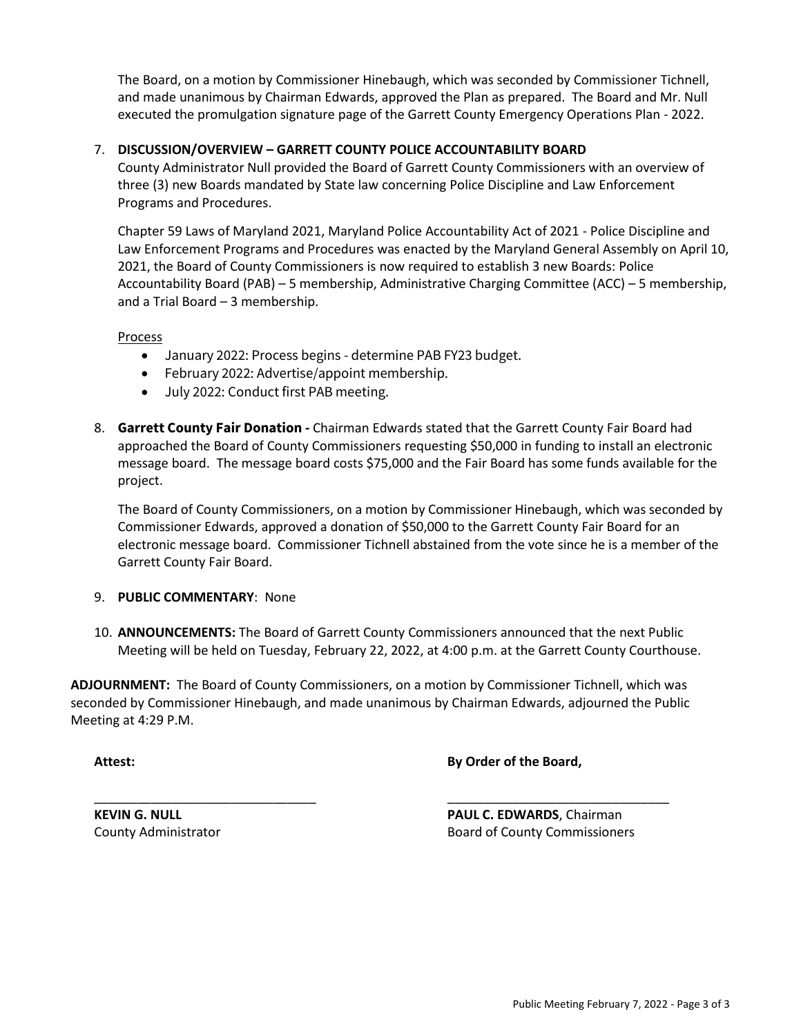The Board, on a motion by Commissioner Hinebaugh, which was seconded by Commissioner Tichnell, and made unanimous by Chairman Edwards, approved the Plan as prepared. The Board and Mr. Null executed the promulgation signature page of the Garrett County Emergency Operations Plan - 2022.

7. **DISCUSSION/OVERVIEW – GARRETT COUNTY POLICE ACCOUNTABILITY BOARD**
   County Administrator Null provided the Board of Garrett County Commissioners with an overview of three (3) new Boards mandated by State law concerning Police Discipline and Law Enforcement Programs and Procedures.

   Chapter 59 Laws of Maryland 2021, Maryland Police Accountability Act of 2021 - Police Discipline and Law Enforcement Programs and Procedures was enacted by the Maryland General Assembly on April 10, 2021, the Board of County Commissioners is now required to establish 3 new Boards: Police Accountability Board (PAB) – 5 membership, Administrative Charging Committee (ACC) – 5 membership, and a Trial Board – 3 membership.

   Process
   - January 2022: Process begins - determine PAB FY23 budget.
   - February 2022: Advertise/appoint membership.
   - July 2022: Conduct first PAB meeting.

8. **Garrett County Fair Donation -** Chairman Edwards stated that the Garrett County Fair Board had approached the Board of County Commissioners requesting $50,000 in funding to install an electronic message board. The message board costs $75,000 and the Fair Board has some funds available for the project.

   The Board of County Commissioners, on a motion by Commissioner Hinebaugh, which was seconded by Commissioner Edwards, approved a donation of $50,000 to the Garrett County Fair Board for an electronic message board. Commissioner Tichnell abstained from the vote since he is a member of the Garrett County Fair Board.

9. **PUBLIC COMMENTARY**: None

10. **ANNOUNCEMENTS:** The Board of Garrett County Commissioners announced that the next Public Meeting will be held on Tuesday, February 22, 2022, at 4:00 p.m. at the Garrett County Courthouse.

**ADJOURNMENT:** The Board of County Commissioners, on a motion by Commissioner Tichnell, which was seconded by Commissioner Hinebaugh, and made unanimous by Chairman Edwards, adjourned the Public Meeting at 4:29 P.M.

**Attest:**

\_\_\_\_\_\_\_\_\_\_\_\_\_\_\_\_\_\_\_\_\_\_\_\_\_\_\_\_\_\_

**KEVIN G. NULL**
County Administrator

**By Order of the Board,**

\_\_\_\_\_\_\_\_\_\_\_\_\_\_\_\_\_\_\_\_\_\_\_\_\_\_\_\_\_\_

**PAUL C. EDWARDS**, Chairman
Board of County Commissioners